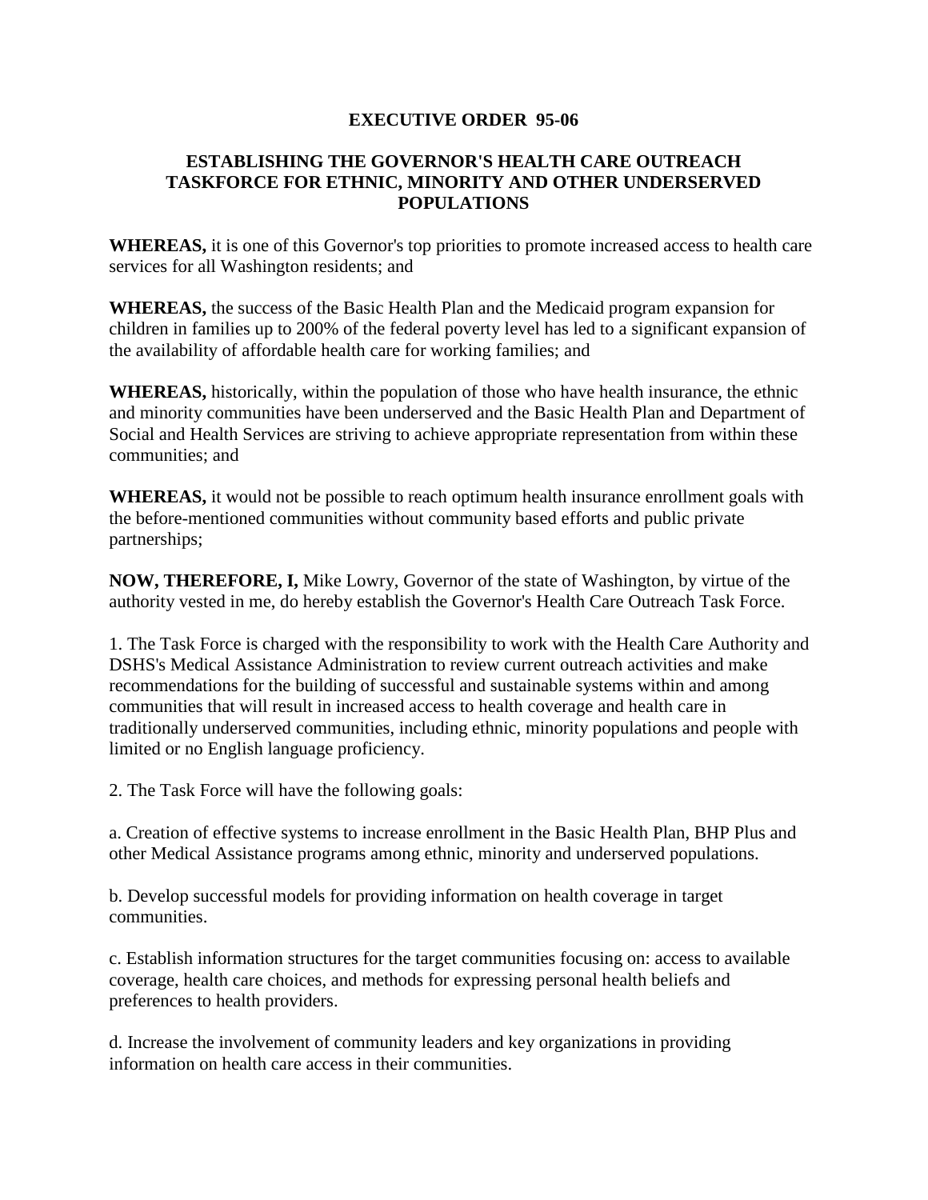# EXECUTIVE ORDER 95-06

## ESTABLISHING THE GOVERNOR'S HEALTH CARE OUTREACH TASKFORCE FOR ETHNIC, MINORITY AND OTHER UNDERSERVED POPULATIONS

**WHEREAS,** it is one of this Governor's top priorities to promote increased access to health care services for all Washington residents; and

**WHEREAS,** the success of the Basic Health Plan and the Medicaid program expansion for children in families up to 200% of the federal poverty level has led to a significant expansion of the availability of affordable health care for working families; and

**WHEREAS,** historically, within the population of those who have health insurance, the ethnic and minority communities have been underserved and the Basic Health Plan and Department of Social and Health Services are striving to achieve appropriate representation from within these communities; and

**WHEREAS,** it would not be possible to reach optimum health insurance enrollment goals with the before-mentioned communities without community based efforts and public private partnerships;

**NOW, THEREFORE, I,** Mike Lowry, Governor of the state of Washington, by virtue of the authority vested in me, do hereby establish the Governor's Health Care Outreach Task Force.

1. The Task Force is charged with the responsibility to work with the Health Care Authority and DSHS's Medical Assistance Administration to review current outreach activities and make recommendations for the building of successful and sustainable systems within and among communities that will result in increased access to health coverage and health care in traditionally underserved communities, including ethnic, minority populations and people with limited or no English language proficiency.

2. The Task Force will have the following goals:

a. Creation of effective systems to increase enrollment in the Basic Health Plan, BHP Plus and other Medical Assistance programs among ethnic, minority and underserved populations.

b. Develop successful models for providing information on health coverage in target communities.

c. Establish information structures for the target communities focusing on: access to available coverage, health care choices, and methods for expressing personal health beliefs and preferences to health providers.

d. Increase the involvement of community leaders and key organizations in providing information on health care access in their communities.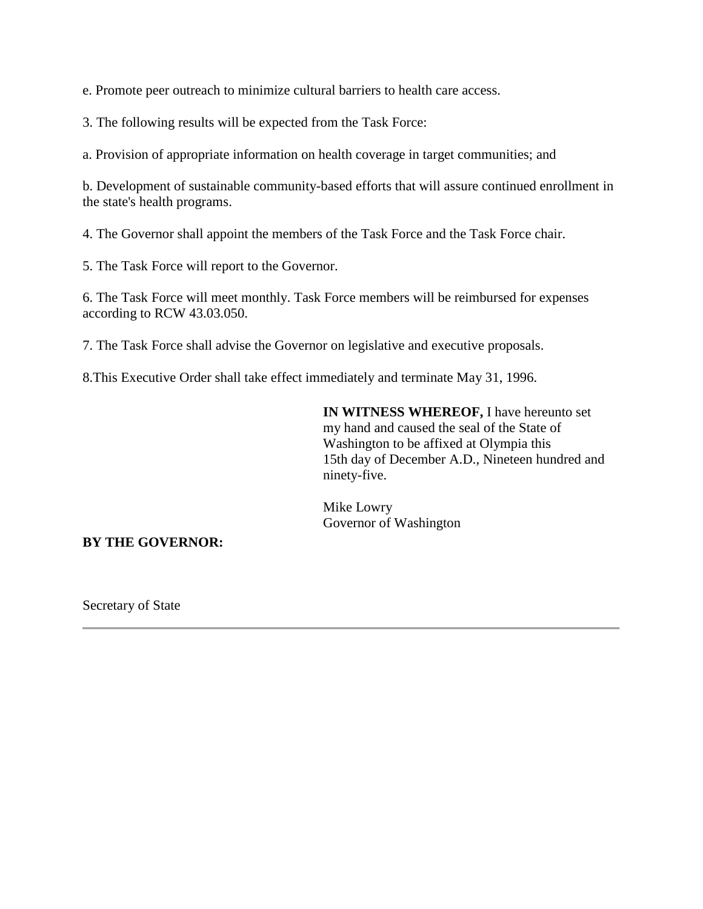e. Promote peer outreach to minimize cultural barriers to health care access.

3. The following results will be expected from the Task Force:

a. Provision of appropriate information on health coverage in target communities; and

b. Development of sustainable community-based efforts that will assure continued enrollment in the state's health programs.

4. The Governor shall appoint the members of the Task Force and the Task Force chair.

5. The Task Force will report to the Governor.

6. The Task Force will meet monthly. Task Force members will be reimbursed for expenses according to RCW 43.03.050.

7. The Task Force shall advise the Governor on legislative and executive proposals.

8.This Executive Order shall take effect immediately and terminate May 31, 1996.

**IN WITNESS WHEREOF,** I have hereunto set my hand and caused the seal of the State of Washington to be affixed at Olympia this 15th day of December A.D., Nineteen hundred and ninety-five.

Mike Lowry
Governor of Washington

**BY THE GOVERNOR:**

Secretary of State

---